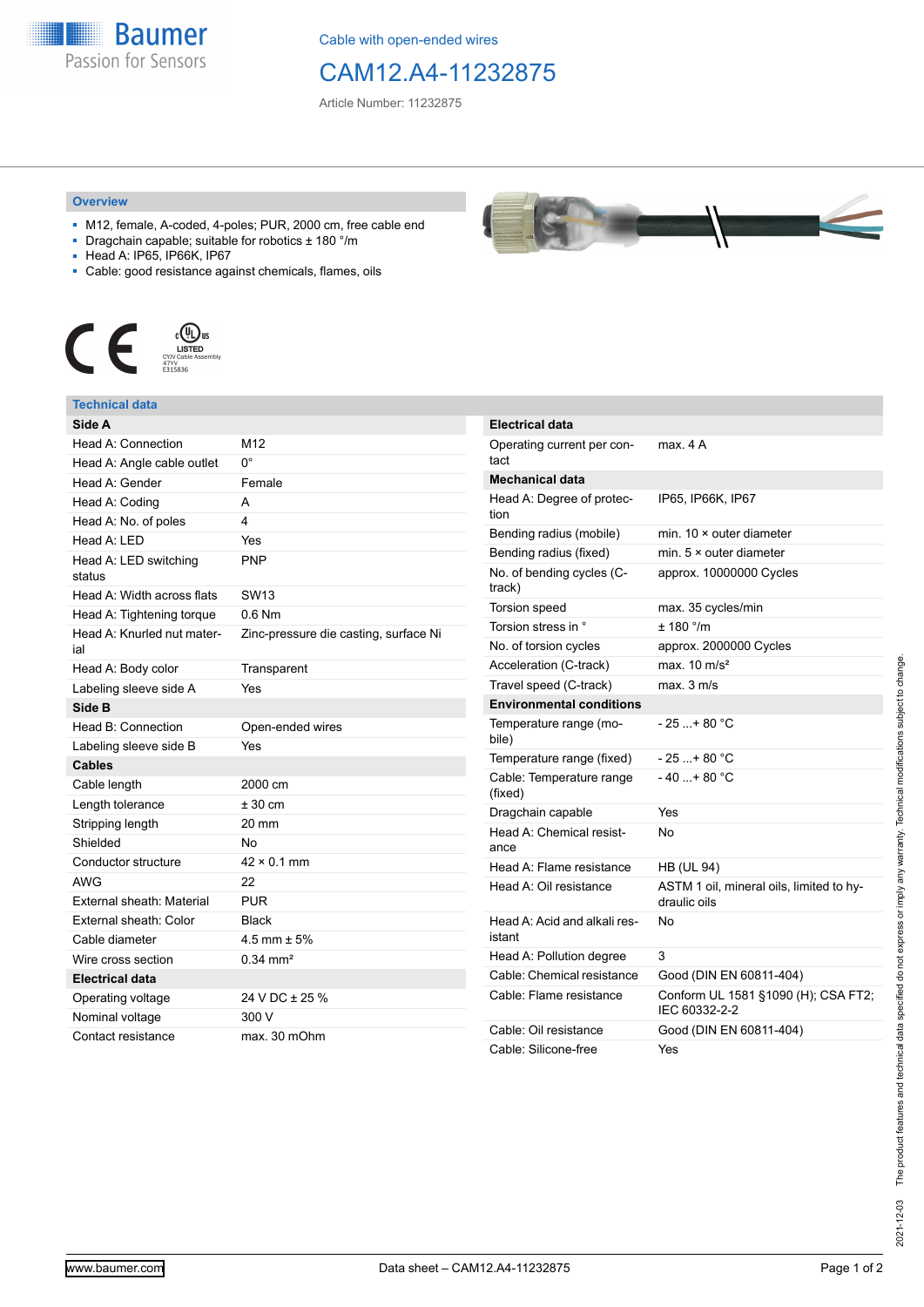Baumer
Passion for Sensors

Cable with open-ended wires

# CAM12.A4-11232875

Article Number: 11232875

## Overview

- M12, female, A-coded, 4-poles; PUR, 2000 cm, free cable end
- Dragchain capable; suitable for robotics ± 180 °/m
- Head A: IP65, IP66K, IP67
- Cable: good resistance against chemicals, flames, oils

## Technical data

| Side A | |
|---|---|
| Head A: Connection | M12 |
| Head A: Angle cable outlet | 0° |
| Head A: Gender | Female |
| Head A: Coding | A |
| Head A: No. of poles | 4 |
| Head A: LED | Yes |
| Head A: LED switching status | PNP |
| Head A: Width across flats | SW13 |
| Head A: Tightening torque | 0.6 Nm |
| Head A: Knurled nut material | Zinc-pressure die casting, surface Ni |
| Head A: Body color | Transparent |
| Labeling sleeve side A | Yes |
| **Side B** | |
| Head B: Connection | Open-ended wires |
| Labeling sleeve side B | Yes |
| **Cables** | |
| Cable length | 2000 cm |
| Length tolerance | ± 30 cm |
| Stripping length | 20 mm |
| Shielded | No |
| Conductor structure | 42 × 0.1 mm |
| AWG | 22 |
| External sheath: Material | PUR |
| External sheath: Color | Black |
| Cable diameter | 4.5 mm ± 5% |
| Wire cross section | 0.34 mm² |
| **Electrical data** | |
| Operating voltage | 24 V DC ± 25 % |
| Nominal voltage | 300 V |
| Contact resistance | max. 30 mOhm |

| Electrical data | |
|---|---|
| Operating current per contact | max. 4 A |
| **Mechanical data** | |
| Head A: Degree of protection | IP65, IP66K, IP67 |
| Bending radius (mobile) | min. 10 × outer diameter |
| Bending radius (fixed) | min. 5 × outer diameter |
| No. of bending cycles (C-track) | approx. 10000000 Cycles |
| Torsion speed | max. 35 cycles/min |
| Torsion stress in ° | ± 180 °/m |
| No. of torsion cycles | approx. 2000000 Cycles |
| Acceleration (C-track) | max. 10 m/s² |
| Travel speed (C-track) | max. 3 m/s |
| **Environmental conditions** | |
| Temperature range (mobile) | - 25 ...+ 80 °C |
| Temperature range (fixed) | - 25 ...+ 80 °C |
| Cable: Temperature range (fixed) | - 40 ...+ 80 °C |
| Dragchain capable | Yes |
| Head A: Chemical resistance | No |
| Head A: Flame resistance | HB (UL 94) |
| Head A: Oil resistance | ASTM 1 oil, mineral oils, limited to hydraulic oils |
| Head A: Acid and alkali resistant | No |
| Head A: Pollution degree | 3 |
| Cable: Chemical resistance | Good (DIN EN 60811-404) |
| Cable: Flame resistance | Conform UL 1581 §1090 (H); CSA FT2; IEC 60332-2-2 |
| Cable: Oil resistance | Good (DIN EN 60811-404) |
| Cable: Silicone-free | Yes |

2021-12-03 The product features and technical data specified do not express or imply any warranty. Technical modifications subject to change.

www.baumer.com — Data sheet – CAM12.A4-11232875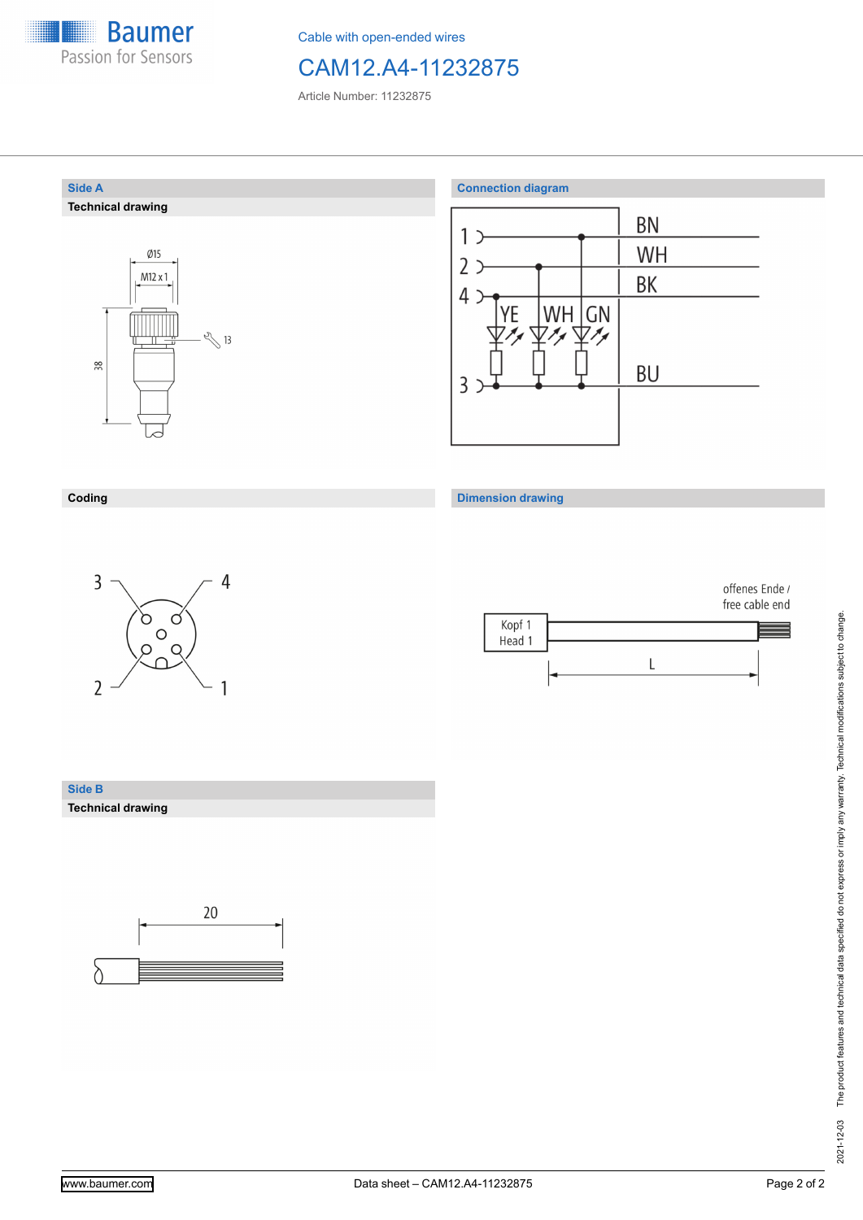Cable with open-ended wires

# CAM12.A4-11232875

Article Number: 11232875

## Side A

### Technical drawing

Ø15

M12 x 1

13

38

## Connection diagram

1

2

4

3

BN

WH

BK

BU

YE

WH

GN

### Coding

3

4

2

1

## Dimension drawing

offenes Ende / free cable end

Kopf 1 Head 1

L

## Side B

### Technical drawing

20

The product features and technical data specified do not express or imply any warranty. Technical modifications subject to change.

2021-12-03

www.baumer.com

Data sheet – CAM12.A4-11232875